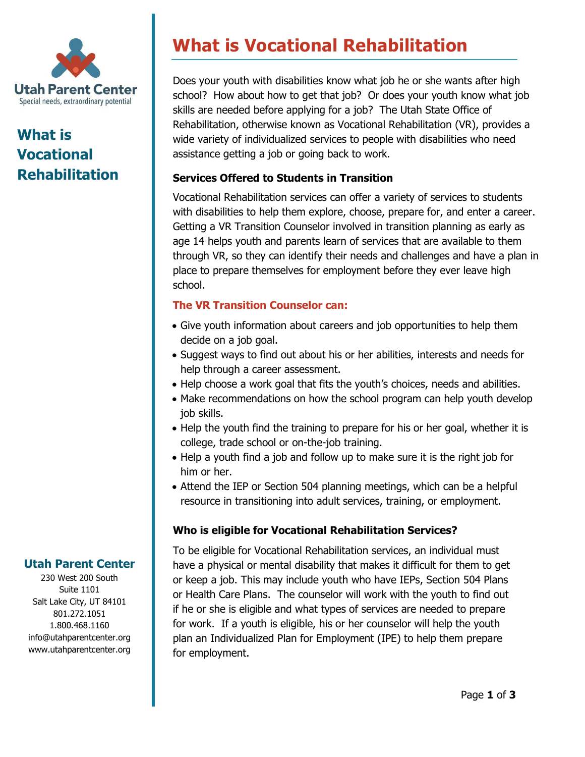Utah Parent Center
Special needs, extraordinary potential

# What is Vocational Rehabilitation

Does your youth with disabilities know what job he or she wants after high school? How about how to get that job? Or does your youth know what job skills are needed before applying for a job? The Utah State Office of Rehabilitation, otherwise known as Vocational Rehabilitation (VR), provides a wide variety of individualized services to people with disabilities who need assistance getting a job or going back to work.

### Services Offered to Students in Transition

Vocational Rehabilitation services can offer a variety of services to students with disabilities to help them explore, choose, prepare for, and enter a career. Getting a VR Transition Counselor involved in transition planning as early as age 14 helps youth and parents learn of services that are available to them through VR, so they can identify their needs and challenges and have a plan in place to prepare themselves for employment before they ever leave high school.

### The VR Transition Counselor can:

- Give youth information about careers and job opportunities to help them decide on a job goal.
- Suggest ways to find out about his or her abilities, interests and needs for help through a career assessment.
- Help choose a work goal that fits the youth's choices, needs and abilities.
- Make recommendations on how the school program can help youth develop job skills.
- Help the youth find the training to prepare for his or her goal, whether it is college, trade school or on-the-job training.
- Help a youth find a job and follow up to make sure it is the right job for him or her.
- Attend the IEP or Section 504 planning meetings, which can be a helpful resource in transitioning into adult services, training, or employment.

### Who is eligible for Vocational Rehabilitation Services?

To be eligible for Vocational Rehabilitation services, an individual must have a physical or mental disability that makes it difficult for them to get or keep a job. This may include youth who have IEPs, Section 504 Plans or Health Care Plans. The counselor will work with the youth to find out if he or she is eligible and what types of services are needed to prepare for work. If a youth is eligible, his or her counselor will help the youth plan an Individualized Plan for Employment (IPE) to help them prepare for employment.

**Utah Parent Center**
230 West 200 South
Suite 1101
Salt Lake City, UT 84101
801.272.1051
1.800.468.1160
info@utahparentcenter.org
www.utahparentcenter.org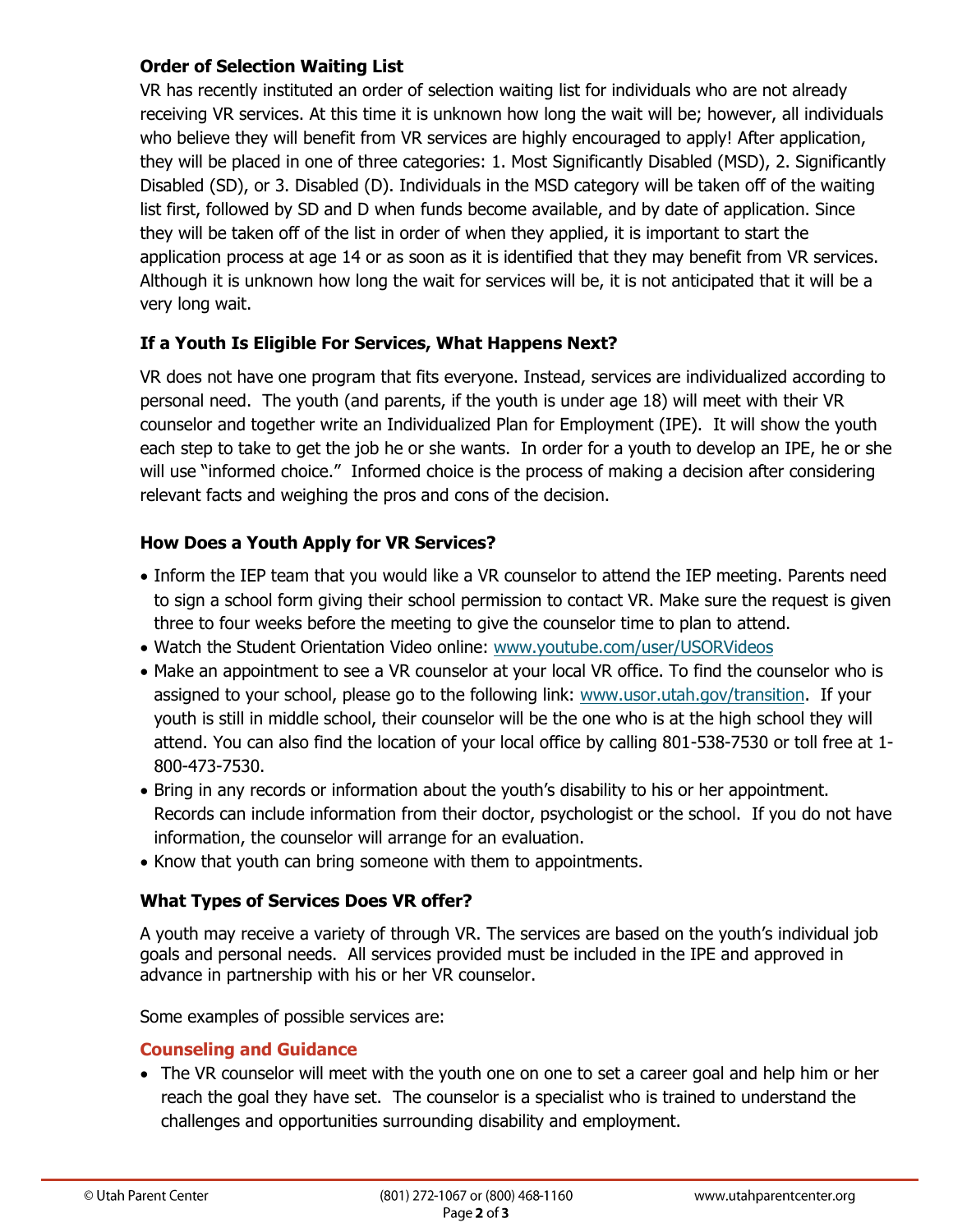### Order of Selection Waiting List

VR has recently instituted an order of selection waiting list for individuals who are not already receiving VR services. At this time it is unknown how long the wait will be; however, all individuals who believe they will benefit from VR services are highly encouraged to apply! After application, they will be placed in one of three categories: 1. Most Significantly Disabled (MSD), 2. Significantly Disabled (SD), or 3. Disabled (D). Individuals in the MSD category will be taken off of the waiting list first, followed by SD and D when funds become available, and by date of application. Since they will be taken off of the list in order of when they applied, it is important to start the application process at age 14 or as soon as it is identified that they may benefit from VR services. Although it is unknown how long the wait for services will be, it is not anticipated that it will be a very long wait.

### If a Youth Is Eligible For Services, What Happens Next?

VR does not have one program that fits everyone. Instead, services are individualized according to personal need. The youth (and parents, if the youth is under age 18) will meet with their VR counselor and together write an Individualized Plan for Employment (IPE). It will show the youth each step to take to get the job he or she wants. In order for a youth to develop an IPE, he or she will use "informed choice." Informed choice is the process of making a decision after considering relevant facts and weighing the pros and cons of the decision.

### How Does a Youth Apply for VR Services?

- Inform the IEP team that you would like a VR counselor to attend the IEP meeting. Parents need to sign a school form giving their school permission to contact VR. Make sure the request is given three to four weeks before the meeting to give the counselor time to plan to attend.
- Watch the Student Orientation Video online: www.youtube.com/user/USORVideos
- Make an appointment to see a VR counselor at your local VR office. To find the counselor who is assigned to your school, please go to the following link: www.usor.utah.gov/transition. If your youth is still in middle school, their counselor will be the one who is at the high school they will attend. You can also find the location of your local office by calling 801-538-7530 or toll free at 1-800-473-7530.
- Bring in any records or information about the youth's disability to his or her appointment. Records can include information from their doctor, psychologist or the school. If you do not have information, the counselor will arrange for an evaluation.
- Know that youth can bring someone with them to appointments.

### What Types of Services Does VR offer?

A youth may receive a variety of through VR. The services are based on the youth's individual job goals and personal needs. All services provided must be included in the IPE and approved in advance in partnership with his or her VR counselor.

Some examples of possible services are:

#### Counseling and Guidance

- The VR counselor will meet with the youth one on one to set a career goal and help him or her reach the goal they have set. The counselor is a specialist who is trained to understand the challenges and opportunities surrounding disability and employment.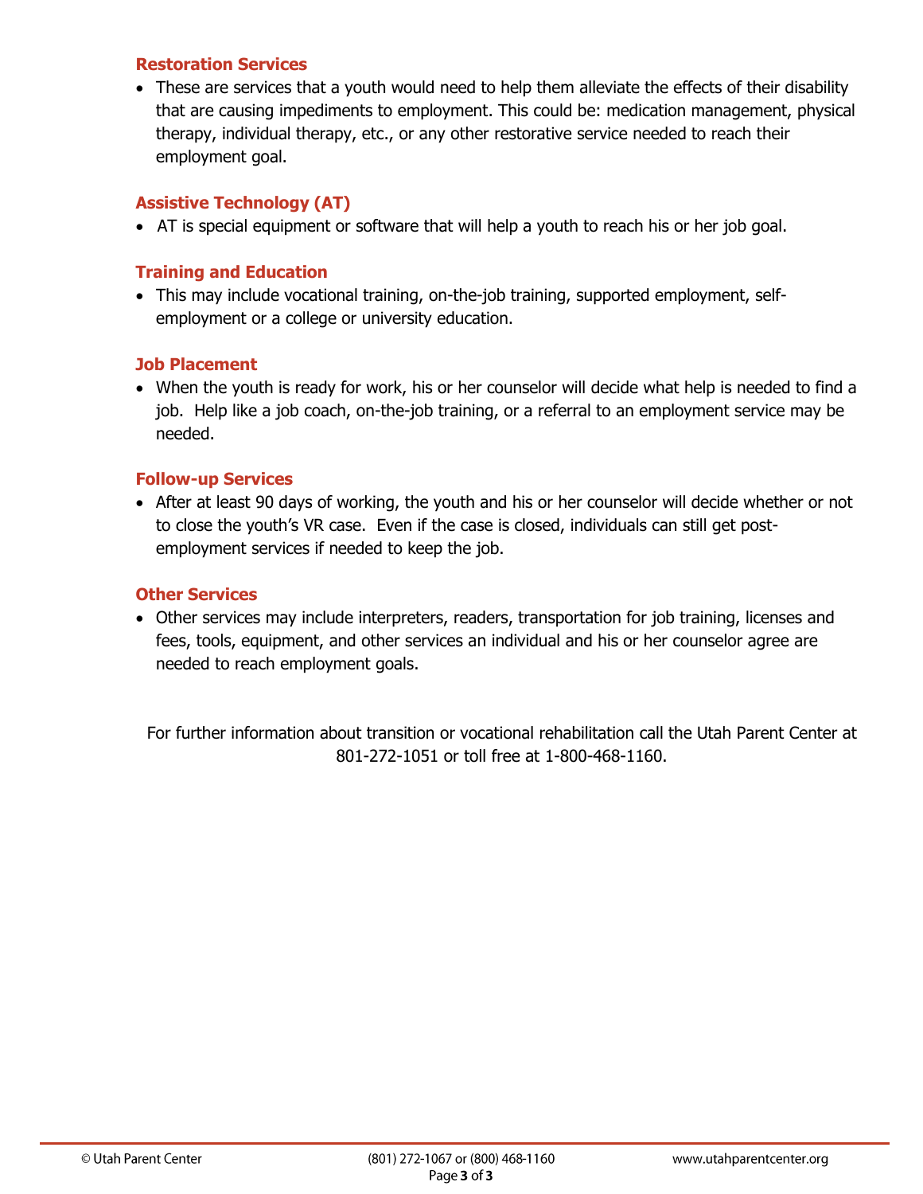### Restoration Services

- These are services that a youth would need to help them alleviate the effects of their disability that are causing impediments to employment. This could be: medication management, physical therapy, individual therapy, etc., or any other restorative service needed to reach their employment goal.

### Assistive Technology (AT)

- AT is special equipment or software that will help a youth to reach his or her job goal.

### Training and Education

- This may include vocational training, on-the-job training, supported employment, self-employment or a college or university education.

### Job Placement

- When the youth is ready for work, his or her counselor will decide what help is needed to find a job. Help like a job coach, on-the-job training, or a referral to an employment service may be needed.

### Follow-up Services

- After at least 90 days of working, the youth and his or her counselor will decide whether or not to close the youth's VR case. Even if the case is closed, individuals can still get post-employment services if needed to keep the job.

### Other Services

- Other services may include interpreters, readers, transportation for job training, licenses and fees, tools, equipment, and other services an individual and his or her counselor agree are needed to reach employment goals.

For further information about transition or vocational rehabilitation call the Utah Parent Center at 801-272-1051 or toll free at 1-800-468-1160.